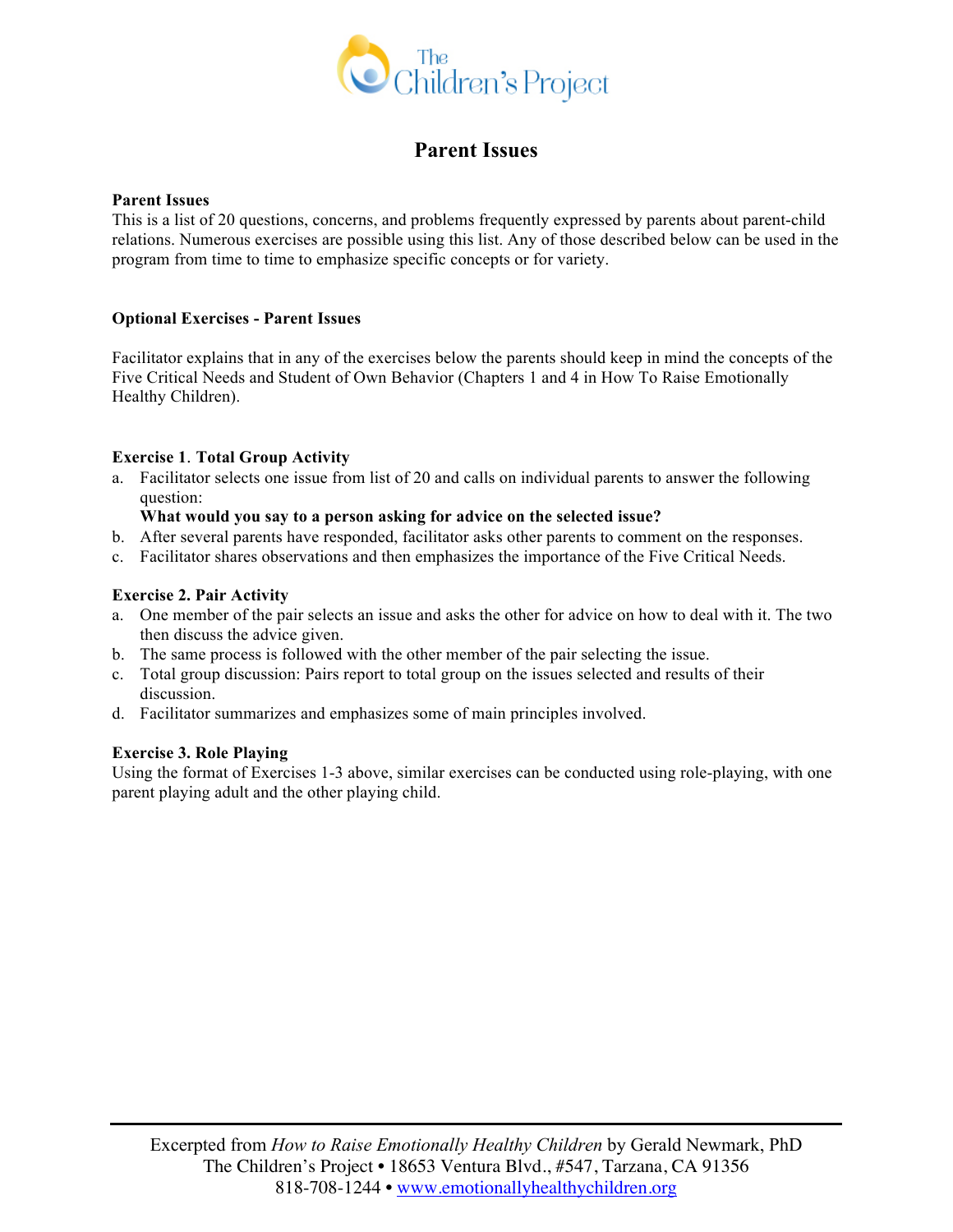# Parent Issues

**Parent Issues**
This is a list of 20 questions, concerns, and problems frequently expressed by parents about parent-child relations. Numerous exercises are possible using this list. Any of those described below can be used in the program from time to time to emphasize specific concepts or for variety.

**Optional Exercises - Parent Issues**

Facilitator explains that in any of the exercises below the parents should keep in mind the concepts of the Five Critical Needs and Student of Own Behavior (Chapters 1 and 4 in How To Raise Emotionally Healthy Children).

**Exercise 1. Total Group Activity**

a. Facilitator selects one issue from list of 20 and calls on individual parents to answer the following question:
   **What would you say to a person asking for advice on the selected issue?**
b. After several parents have responded, facilitator asks other parents to comment on the responses.
c. Facilitator shares observations and then emphasizes the importance of the Five Critical Needs.

**Exercise 2. Pair Activity**

a. One member of the pair selects an issue and asks the other for advice on how to deal with it. The two then discuss the advice given.
b. The same process is followed with the other member of the pair selecting the issue.
c. Total group discussion: Pairs report to total group on the issues selected and results of their discussion.
d. Facilitator summarizes and emphasizes some of main principles involved.

**Exercise 3. Role Playing**

Using the format of Exercises 1-3 above, similar exercises can be conducted using role-playing, with one parent playing adult and the other playing child.

Excerpted from *How to Raise Emotionally Healthy Children* by Gerald Newmark, PhD
The Children's Project • 18653 Ventura Blvd., #547, Tarzana, CA 91356
818-708-1244 • www.emotionallyhealthychildren.org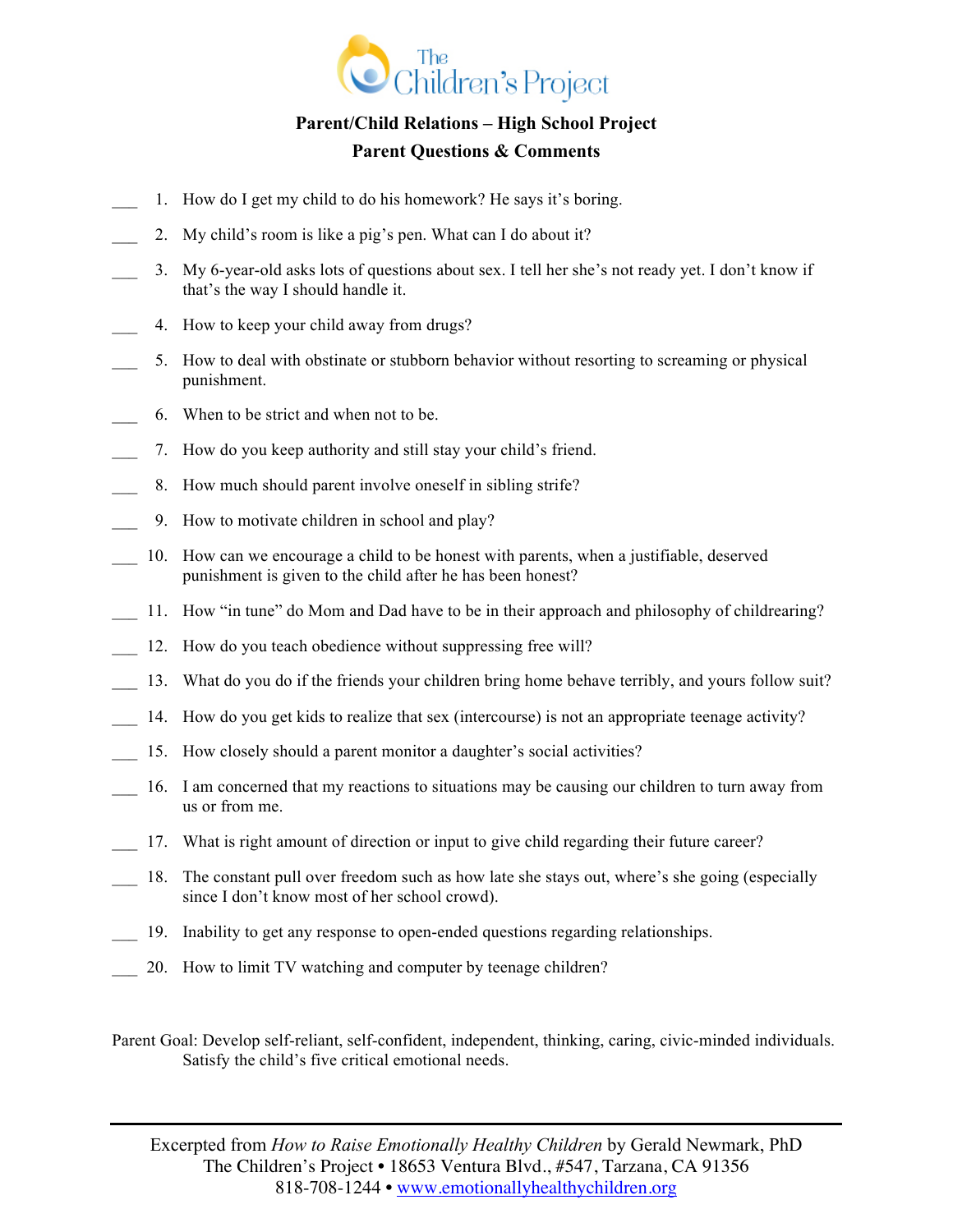The Children's Project

**Parent/Child Relations – High School Project**

**Parent Questions & Comments**

___ 1. How do I get my child to do his homework? He says it's boring.

___ 2. My child's room is like a pig's pen. What can I do about it?

___ 3. My 6-year-old asks lots of questions about sex. I tell her she's not ready yet. I don't know if that's the way I should handle it.

___ 4. How to keep your child away from drugs?

___ 5. How to deal with obstinate or stubborn behavior without resorting to screaming or physical punishment.

___ 6. When to be strict and when not to be.

___ 7. How do you keep authority and still stay your child's friend.

___ 8. How much should parent involve oneself in sibling strife?

___ 9. How to motivate children in school and play?

___ 10. How can we encourage a child to be honest with parents, when a justifiable, deserved punishment is given to the child after he has been honest?

___ 11. How "in tune" do Mom and Dad have to be in their approach and philosophy of childrearing?

___ 12. How do you teach obedience without suppressing free will?

___ 13. What do you do if the friends your children bring home behave terribly, and yours follow suit?

___ 14. How do you get kids to realize that sex (intercourse) is not an appropriate teenage activity?

___ 15. How closely should a parent monitor a daughter's social activities?

___ 16. I am concerned that my reactions to situations may be causing our children to turn away from us or from me.

___ 17. What is right amount of direction or input to give child regarding their future career?

___ 18. The constant pull over freedom such as how late she stays out, where's she going (especially since I don't know most of her school crowd).

___ 19. Inability to get any response to open-ended questions regarding relationships.

___ 20. How to limit TV watching and computer by teenage children?

Parent Goal: Develop self-reliant, self-confident, independent, thinking, caring, civic-minded individuals. Satisfy the child's five critical emotional needs.

---

Excerpted from *How to Raise Emotionally Healthy Children* by Gerald Newmark, PhD
The Children's Project • 18653 Ventura Blvd., #547, Tarzana, CA 91356
818-708-1244 • www.emotionallyhealthychildren.org